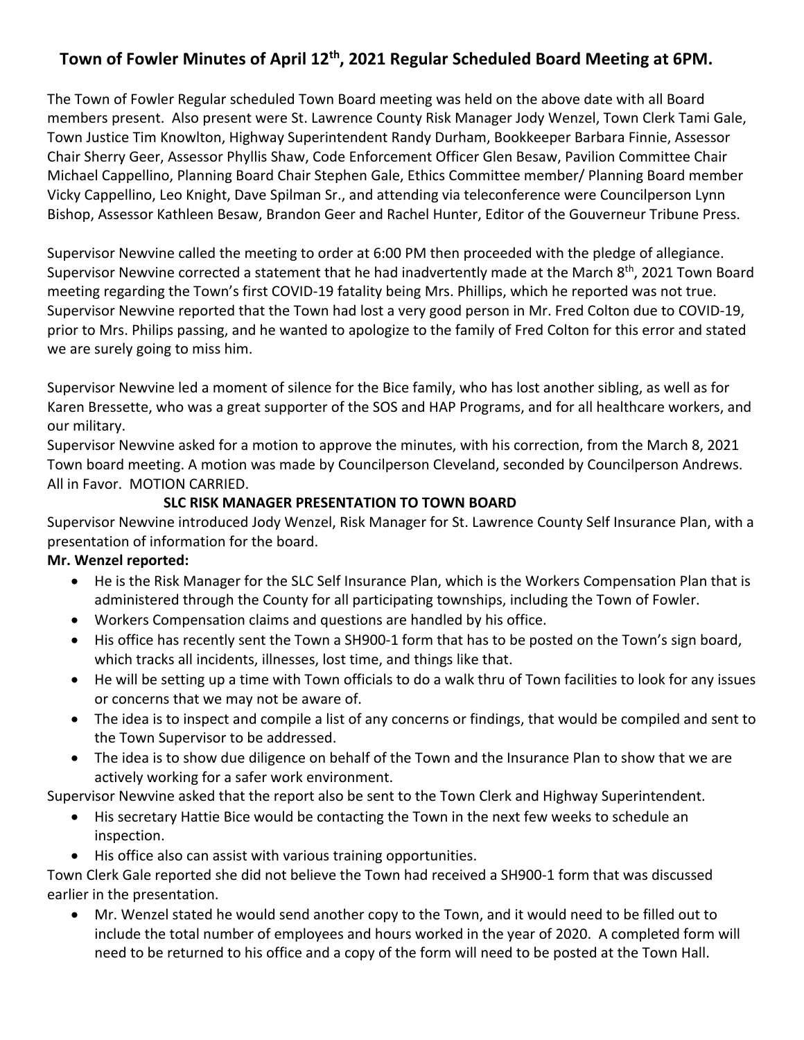# Town of Fowler Minutes of April 12th, 2021 Regular Scheduled Board Meeting at 6PM.

The Town of Fowler Regular scheduled Town Board meeting was held on the above date with all Board members present. Also present were St. Lawrence County Risk Manager Jody Wenzel, Town Clerk Tami Gale, Town Justice Tim Knowlton, Highway Superintendent Randy Durham, Bookkeeper Barbara Finnie, Assessor Chair Sherry Geer, Assessor Phyllis Shaw, Code Enforcement Officer Glen Besaw, Pavilion Committee Chair Michael Cappellino, Planning Board Chair Stephen Gale, Ethics Committee member/ Planning Board member Vicky Cappellino, Leo Knight, Dave Spilman Sr., and attending via teleconference were Councilperson Lynn Bishop, Assessor Kathleen Besaw, Brandon Geer and Rachel Hunter, Editor of the Gouverneur Tribune Press.

Supervisor Newvine called the meeting to order at 6:00 PM then proceeded with the pledge of allegiance. Supervisor Newvine corrected a statement that he had inadvertently made at the March 8th, 2021 Town Board meeting regarding the Town's first COVID-19 fatality being Mrs. Phillips, which he reported was not true. Supervisor Newvine reported that the Town had lost a very good person in Mr. Fred Colton due to COVID-19, prior to Mrs. Philips passing, and he wanted to apologize to the family of Fred Colton for this error and stated we are surely going to miss him.

Supervisor Newvine led a moment of silence for the Bice family, who has lost another sibling, as well as for Karen Bressette, who was a great supporter of the SOS and HAP Programs, and for all healthcare workers, and our military.

Supervisor Newvine asked for a motion to approve the minutes, with his correction, from the March 8, 2021 Town board meeting. A motion was made by Councilperson Cleveland, seconded by Councilperson Andrews. All in Favor. MOTION CARRIED.

**SLC RISK MANAGER PRESENTATION TO TOWN BOARD**

Supervisor Newvine introduced Jody Wenzel, Risk Manager for St. Lawrence County Self Insurance Plan, with a presentation of information for the board.

**Mr. Wenzel reported:**

- He is the Risk Manager for the SLC Self Insurance Plan, which is the Workers Compensation Plan that is administered through the County for all participating townships, including the Town of Fowler.
- Workers Compensation claims and questions are handled by his office.
- His office has recently sent the Town a SH900-1 form that has to be posted on the Town's sign board, which tracks all incidents, illnesses, lost time, and things like that.
- He will be setting up a time with Town officials to do a walk thru of Town facilities to look for any issues or concerns that we may not be aware of.
- The idea is to inspect and compile a list of any concerns or findings, that would be compiled and sent to the Town Supervisor to be addressed.
- The idea is to show due diligence on behalf of the Town and the Insurance Plan to show that we are actively working for a safer work environment.

Supervisor Newvine asked that the report also be sent to the Town Clerk and Highway Superintendent.

- His secretary Hattie Bice would be contacting the Town in the next few weeks to schedule an inspection.
- His office also can assist with various training opportunities.

Town Clerk Gale reported she did not believe the Town had received a SH900-1 form that was discussed earlier in the presentation.

- Mr. Wenzel stated he would send another copy to the Town, and it would need to be filled out to include the total number of employees and hours worked in the year of 2020. A completed form will need to be returned to his office and a copy of the form will need to be posted at the Town Hall.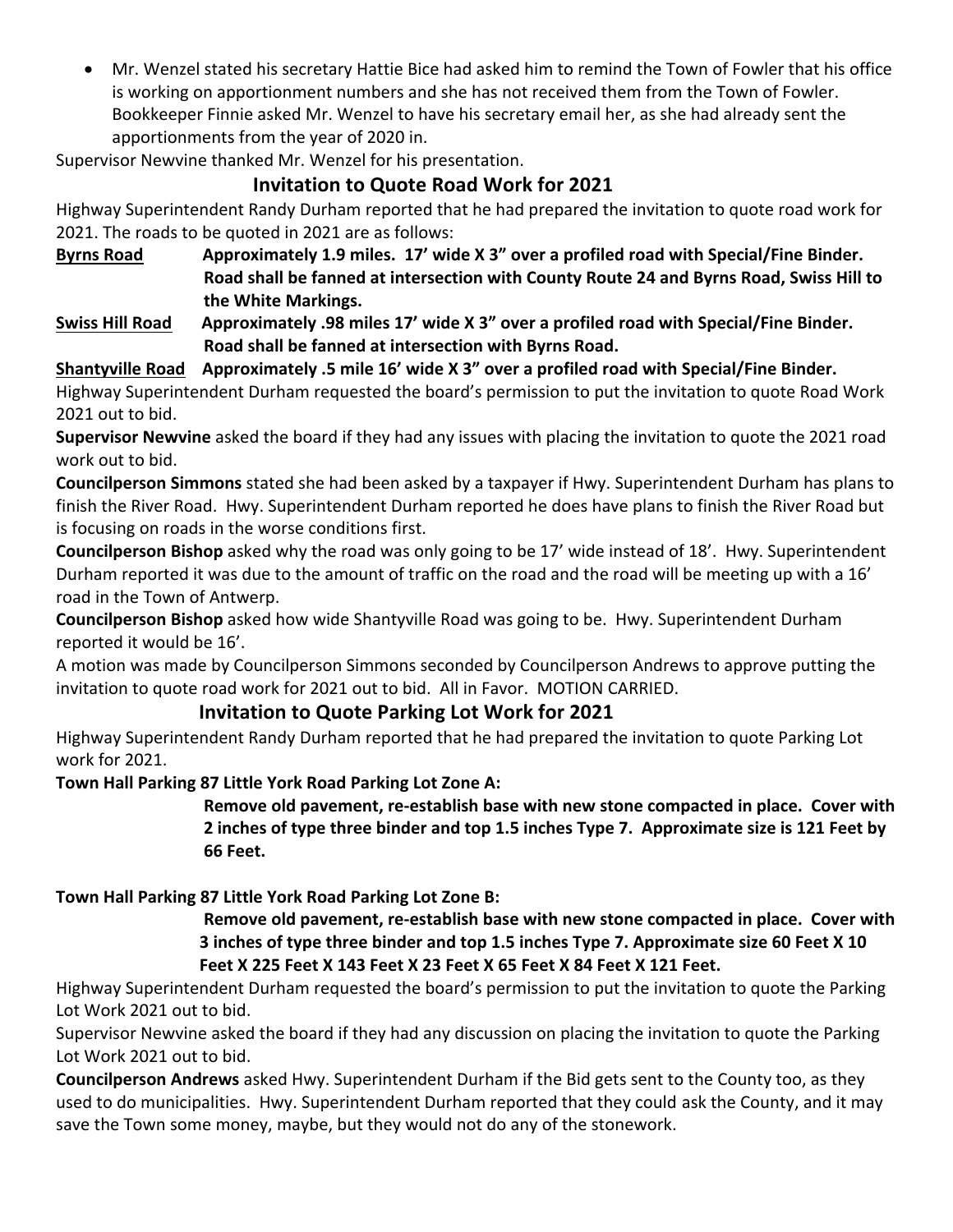- Mr. Wenzel stated his secretary Hattie Bice had asked him to remind the Town of Fowler that his office is working on apportionment numbers and she has not received them from the Town of Fowler. Bookkeeper Finnie asked Mr. Wenzel to have his secretary email her, as she had already sent the apportionments from the year of 2020 in.

Supervisor Newvine thanked Mr. Wenzel for his presentation.

## Invitation to Quote Road Work for 2021

Highway Superintendent Randy Durham reported that he had prepared the invitation to quote road work for 2021. The roads to be quoted in 2021 are as follows:

**<u>Byrns Road</u>** **Approximately 1.9 miles. 17' wide X 3" over a profiled road with Special/Fine Binder. Road shall be fanned at intersection with County Route 24 and Byrns Road, Swiss Hill to the White Markings.**

**<u>Swiss Hill Road</u>** **Approximately .98 miles 17' wide X 3" over a profiled road with Special/Fine Binder. Road shall be fanned at intersection with Byrns Road.**

**<u>Shantyville Road</u>** **Approximately .5 mile 16' wide X 3" over a profiled road with Special/Fine Binder.**

Highway Superintendent Durham requested the board's permission to put the invitation to quote Road Work 2021 out to bid.

**Supervisor Newvine** asked the board if they had any issues with placing the invitation to quote the 2021 road work out to bid.

**Councilperson Simmons** stated she had been asked by a taxpayer if Hwy. Superintendent Durham has plans to finish the River Road. Hwy. Superintendent Durham reported he does have plans to finish the River Road but is focusing on roads in the worse conditions first.

**Councilperson Bishop** asked why the road was only going to be 17' wide instead of 18'. Hwy. Superintendent Durham reported it was due to the amount of traffic on the road and the road will be meeting up with a 16' road in the Town of Antwerp.

**Councilperson Bishop** asked how wide Shantyville Road was going to be. Hwy. Superintendent Durham reported it would be 16'.

A motion was made by Councilperson Simmons seconded by Councilperson Andrews to approve putting the invitation to quote road work for 2021 out to bid. All in Favor. MOTION CARRIED.

## Invitation to Quote Parking Lot Work for 2021

Highway Superintendent Randy Durham reported that he had prepared the invitation to quote Parking Lot work for 2021.

**Town Hall Parking 87 Little York Road Parking Lot Zone A:**

**Remove old pavement, re-establish base with new stone compacted in place. Cover with 2 inches of type three binder and top 1.5 inches Type 7. Approximate size is 121 Feet by 66 Feet.**

**Town Hall Parking 87 Little York Road Parking Lot Zone B:**

**Remove old pavement, re-establish base with new stone compacted in place. Cover with 3 inches of type three binder and top 1.5 inches Type 7. Approximate size 60 Feet X 10 Feet X 225 Feet X 143 Feet X 23 Feet X 65 Feet X 84 Feet X 121 Feet.**

Highway Superintendent Durham requested the board's permission to put the invitation to quote the Parking Lot Work 2021 out to bid.

Supervisor Newvine asked the board if they had any discussion on placing the invitation to quote the Parking Lot Work 2021 out to bid.

**Councilperson Andrews** asked Hwy. Superintendent Durham if the Bid gets sent to the County too, as they used to do municipalities. Hwy. Superintendent Durham reported that they could ask the County, and it may save the Town some money, maybe, but they would not do any of the stonework.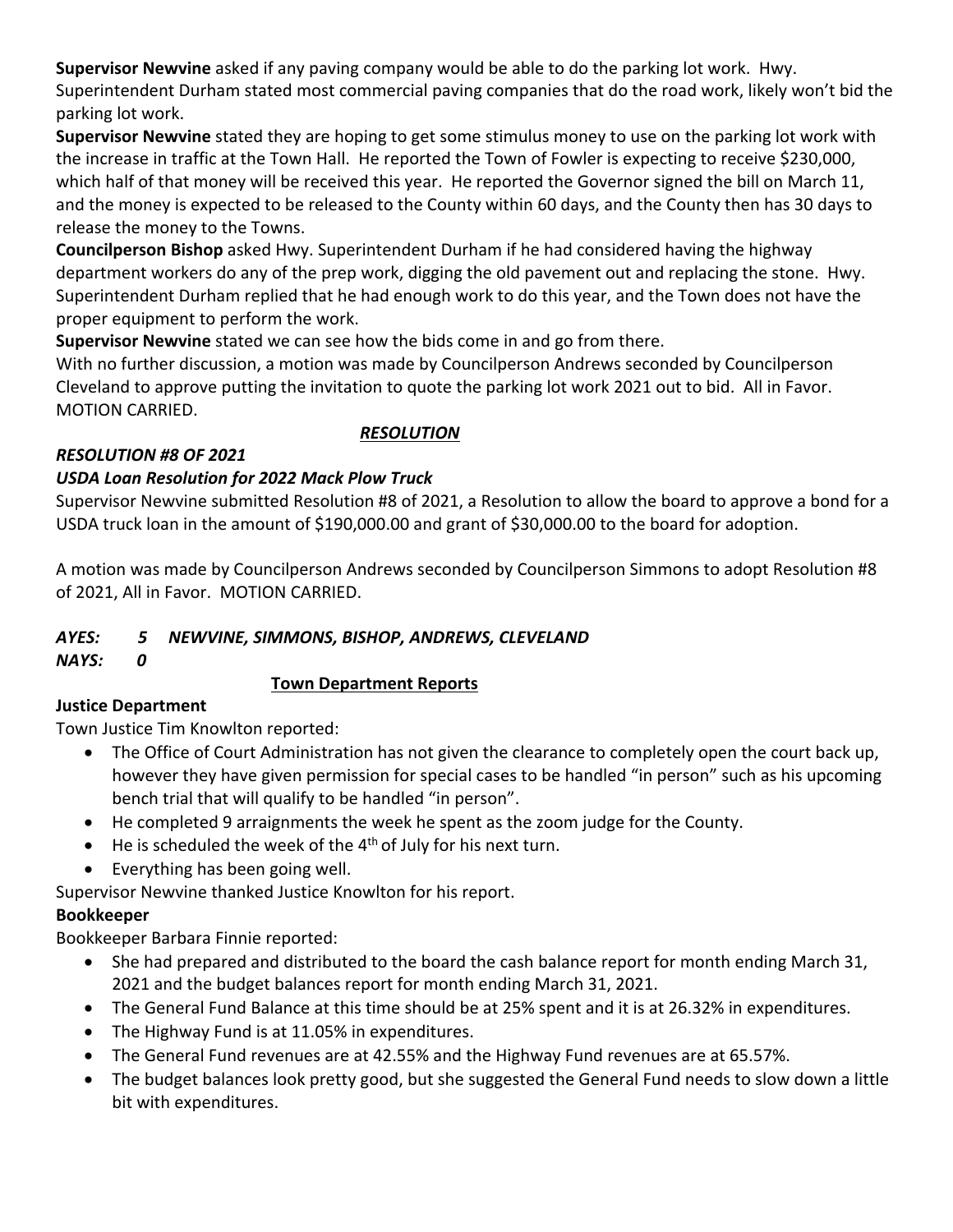**Supervisor Newvine** asked if any paving company would be able to do the parking lot work. Hwy. Superintendent Durham stated most commercial paving companies that do the road work, likely won't bid the parking lot work.

**Supervisor Newvine** stated they are hoping to get some stimulus money to use on the parking lot work with the increase in traffic at the Town Hall. He reported the Town of Fowler is expecting to receive $230,000, which half of that money will be received this year. He reported the Governor signed the bill on March 11, and the money is expected to be released to the County within 60 days, and the County then has 30 days to release the money to the Towns.

**Councilperson Bishop** asked Hwy. Superintendent Durham if he had considered having the highway department workers do any of the prep work, digging the old pavement out and replacing the stone. Hwy. Superintendent Durham replied that he had enough work to do this year, and the Town does not have the proper equipment to perform the work.

**Supervisor Newvine** stated we can see how the bids come in and go from there.

With no further discussion, a motion was made by Councilperson Andrews seconded by Councilperson Cleveland to approve putting the invitation to quote the parking lot work 2021 out to bid. All in Favor. MOTION CARRIED.

***RESOLUTION***

***RESOLUTION #8 OF 2021***

***USDA Loan Resolution for 2022 Mack Plow Truck***

Supervisor Newvine submitted Resolution #8 of 2021, a Resolution to allow the board to approve a bond for a USDA truck loan in the amount of $190,000.00 and grant of $30,000.00 to the board for adoption.

A motion was made by Councilperson Andrews seconded by Councilperson Simmons to adopt Resolution #8 of 2021, All in Favor. MOTION CARRIED.

***AYES: 5 NEWVINE, SIMMONS, BISHOP, ANDREWS, CLEVELAND***
***NAYS: 0***

**Town Department Reports**

**Justice Department**

Town Justice Tim Knowlton reported:

- The Office of Court Administration has not given the clearance to completely open the court back up, however they have given permission for special cases to be handled "in person" such as his upcoming bench trial that will qualify to be handled "in person".
- He completed 9 arraignments the week he spent as the zoom judge for the County.
- He is scheduled the week of the 4th of July for his next turn.
- Everything has been going well.

Supervisor Newvine thanked Justice Knowlton for his report.

**Bookkeeper**

Bookkeeper Barbara Finnie reported:

- She had prepared and distributed to the board the cash balance report for month ending March 31, 2021 and the budget balances report for month ending March 31, 2021.
- The General Fund Balance at this time should be at 25% spent and it is at 26.32% in expenditures.
- The Highway Fund is at 11.05% in expenditures.
- The General Fund revenues are at 42.55% and the Highway Fund revenues are at 65.57%.
- The budget balances look pretty good, but she suggested the General Fund needs to slow down a little bit with expenditures.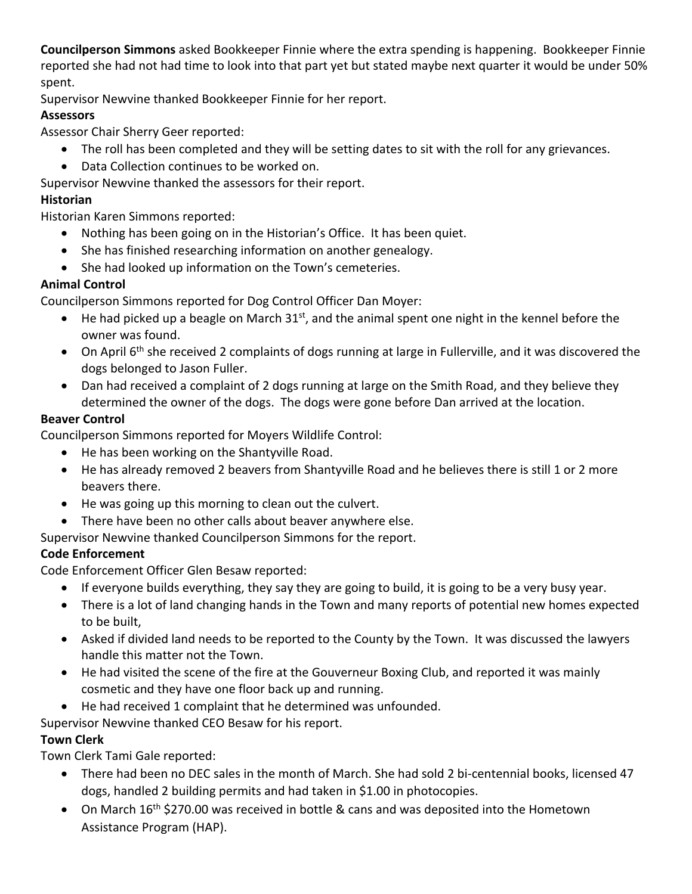**Councilperson Simmons** asked Bookkeeper Finnie where the extra spending is happening. Bookkeeper Finnie reported she had not had time to look into that part yet but stated maybe next quarter it would be under 50% spent.

Supervisor Newvine thanked Bookkeeper Finnie for her report.

**Assessors**

Assessor Chair Sherry Geer reported:

- The roll has been completed and they will be setting dates to sit with the roll for any grievances.
- Data Collection continues to be worked on.

Supervisor Newvine thanked the assessors for their report.

**Historian**

Historian Karen Simmons reported:

- Nothing has been going on in the Historian's Office. It has been quiet.
- She has finished researching information on another genealogy.
- She had looked up information on the Town's cemeteries.

**Animal Control**

Councilperson Simmons reported for Dog Control Officer Dan Moyer:

- He had picked up a beagle on March 31st, and the animal spent one night in the kennel before the owner was found.
- On April 6th she received 2 complaints of dogs running at large in Fullerville, and it was discovered the dogs belonged to Jason Fuller.
- Dan had received a complaint of 2 dogs running at large on the Smith Road, and they believe they determined the owner of the dogs. The dogs were gone before Dan arrived at the location.

**Beaver Control**

Councilperson Simmons reported for Moyers Wildlife Control:

- He has been working on the Shantyville Road.
- He has already removed 2 beavers from Shantyville Road and he believes there is still 1 or 2 more beavers there.
- He was going up this morning to clean out the culvert.
- There have been no other calls about beaver anywhere else.

Supervisor Newvine thanked Councilperson Simmons for the report.

**Code Enforcement**

Code Enforcement Officer Glen Besaw reported:

- If everyone builds everything, they say they are going to build, it is going to be a very busy year.
- There is a lot of land changing hands in the Town and many reports of potential new homes expected to be built,
- Asked if divided land needs to be reported to the County by the Town. It was discussed the lawyers handle this matter not the Town.
- He had visited the scene of the fire at the Gouverneur Boxing Club, and reported it was mainly cosmetic and they have one floor back up and running.
- He had received 1 complaint that he determined was unfounded.

Supervisor Newvine thanked CEO Besaw for his report.

**Town Clerk**

Town Clerk Tami Gale reported:

- There had been no DEC sales in the month of March. She had sold 2 bi-centennial books, licensed 47 dogs, handled 2 building permits and had taken in $1.00 in photocopies.
- On March 16th $270.00 was received in bottle & cans and was deposited into the Hometown Assistance Program (HAP).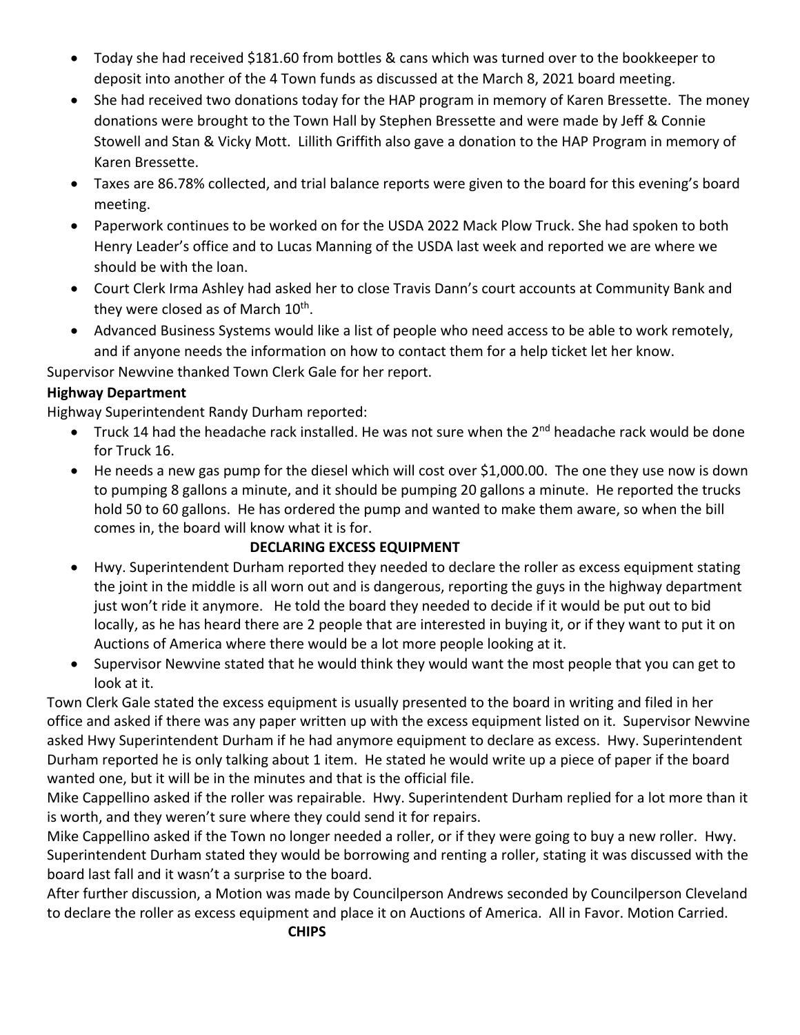- Today she had received $181.60 from bottles & cans which was turned over to the bookkeeper to deposit into another of the 4 Town funds as discussed at the March 8, 2021 board meeting.
- She had received two donations today for the HAP program in memory of Karen Bressette. The money donations were brought to the Town Hall by Stephen Bressette and were made by Jeff & Connie Stowell and Stan & Vicky Mott. Lillith Griffith also gave a donation to the HAP Program in memory of Karen Bressette.
- Taxes are 86.78% collected, and trial balance reports were given to the board for this evening's board meeting.
- Paperwork continues to be worked on for the USDA 2022 Mack Plow Truck. She had spoken to both Henry Leader's office and to Lucas Manning of the USDA last week and reported we are where we should be with the loan.
- Court Clerk Irma Ashley had asked her to close Travis Dann's court accounts at Community Bank and they were closed as of March 10th.
- Advanced Business Systems would like a list of people who need access to be able to work remotely, and if anyone needs the information on how to contact them for a help ticket let her know.

Supervisor Newvine thanked Town Clerk Gale for her report.

**Highway Department**

Highway Superintendent Randy Durham reported:

- Truck 14 had the headache rack installed. He was not sure when the 2nd headache rack would be done for Truck 16.
- He needs a new gas pump for the diesel which will cost over $1,000.00. The one they use now is down to pumping 8 gallons a minute, and it should be pumping 20 gallons a minute. He reported the trucks hold 50 to 60 gallons. He has ordered the pump and wanted to make them aware, so when the bill comes in, the board will know what it is for.

**DECLARING EXCESS EQUIPMENT**

- Hwy. Superintendent Durham reported they needed to declare the roller as excess equipment stating the joint in the middle is all worn out and is dangerous, reporting the guys in the highway department just won't ride it anymore. He told the board they needed to decide if it would be put out to bid locally, as he has heard there are 2 people that are interested in buying it, or if they want to put it on Auctions of America where there would be a lot more people looking at it.
- Supervisor Newvine stated that he would think they would want the most people that you can get to look at it.

Town Clerk Gale stated the excess equipment is usually presented to the board in writing and filed in her office and asked if there was any paper written up with the excess equipment listed on it. Supervisor Newvine asked Hwy Superintendent Durham if he had anymore equipment to declare as excess. Hwy. Superintendent Durham reported he is only talking about 1 item. He stated he would write up a piece of paper if the board wanted one, but it will be in the minutes and that is the official file.

Mike Cappellino asked if the roller was repairable. Hwy. Superintendent Durham replied for a lot more than it is worth, and they weren't sure where they could send it for repairs.

Mike Cappellino asked if the Town no longer needed a roller, or if they were going to buy a new roller. Hwy. Superintendent Durham stated they would be borrowing and renting a roller, stating it was discussed with the board last fall and it wasn't a surprise to the board.

After further discussion, a Motion was made by Councilperson Andrews seconded by Councilperson Cleveland to declare the roller as excess equipment and place it on Auctions of America. All in Favor. Motion Carried.

**CHIPS**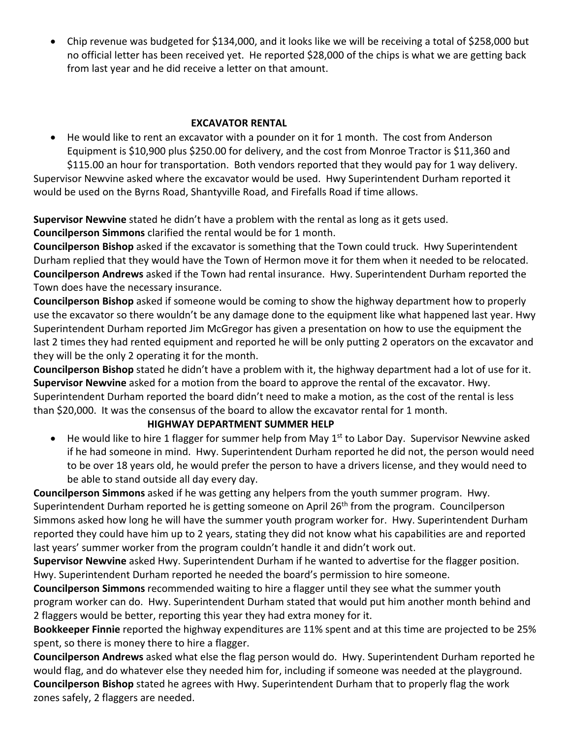- Chip revenue was budgeted for $134,000, and it looks like we will be receiving a total of $258,000 but no official letter has been received yet. He reported $28,000 of the chips is what we are getting back from last year and he did receive a letter on that amount.

**EXCAVATOR RENTAL**

- He would like to rent an excavator with a pounder on it for 1 month. The cost from Anderson Equipment is $10,900 plus $250.00 for delivery, and the cost from Monroe Tractor is $11,360 and $115.00 an hour for transportation. Both vendors reported that they would pay for 1 way delivery.

Supervisor Newvine asked where the excavator would be used. Hwy Superintendent Durham reported it would be used on the Byrns Road, Shantyville Road, and Firefalls Road if time allows.

**Supervisor Newvine** stated he didn't have a problem with the rental as long as it gets used.
**Councilperson Simmons** clarified the rental would be for 1 month.
**Councilperson Bishop** asked if the excavator is something that the Town could truck. Hwy Superintendent Durham replied that they would have the Town of Hermon move it for them when it needed to be relocated.
**Councilperson Andrews** asked if the Town had rental insurance. Hwy. Superintendent Durham reported the Town does have the necessary insurance.
**Councilperson Bishop** asked if someone would be coming to show the highway department how to properly use the excavator so there wouldn't be any damage done to the equipment like what happened last year. Hwy Superintendent Durham reported Jim McGregor has given a presentation on how to use the equipment the last 2 times they had rented equipment and reported he will be only putting 2 operators on the excavator and they will be the only 2 operating it for the month.
**Councilperson Bishop** stated he didn't have a problem with it, the highway department had a lot of use for it.
**Supervisor Newvine** asked for a motion from the board to approve the rental of the excavator. Hwy. Superintendent Durham reported the board didn't need to make a motion, as the cost of the rental is less than $20,000. It was the consensus of the board to allow the excavator rental for 1 month.

**HIGHWAY DEPARTMENT SUMMER HELP**

- He would like to hire 1 flagger for summer help from May 1st to Labor Day. Supervisor Newvine asked if he had someone in mind. Hwy. Superintendent Durham reported he did not, the person would need to be over 18 years old, he would prefer the person to have a drivers license, and they would need to be able to stand outside all day every day.

**Councilperson Simmons** asked if he was getting any helpers from the youth summer program. Hwy. Superintendent Durham reported he is getting someone on April 26th from the program. Councilperson Simmons asked how long he will have the summer youth program worker for. Hwy. Superintendent Durham reported they could have him up to 2 years, stating they did not know what his capabilities are and reported last years' summer worker from the program couldn't handle it and didn't work out.
**Supervisor Newvine** asked Hwy. Superintendent Durham if he wanted to advertise for the flagger position. Hwy. Superintendent Durham reported he needed the board's permission to hire someone.
**Councilperson Simmons** recommended waiting to hire a flagger until they see what the summer youth program worker can do. Hwy. Superintendent Durham stated that would put him another month behind and 2 flaggers would be better, reporting this year they had extra money for it.
**Bookkeeper Finnie** reported the highway expenditures are 11% spent and at this time are projected to be 25% spent, so there is money there to hire a flagger.
**Councilperson Andrews** asked what else the flag person would do. Hwy. Superintendent Durham reported he would flag, and do whatever else they needed him for, including if someone was needed at the playground.
**Councilperson Bishop** stated he agrees with Hwy. Superintendent Durham that to properly flag the work zones safely, 2 flaggers are needed.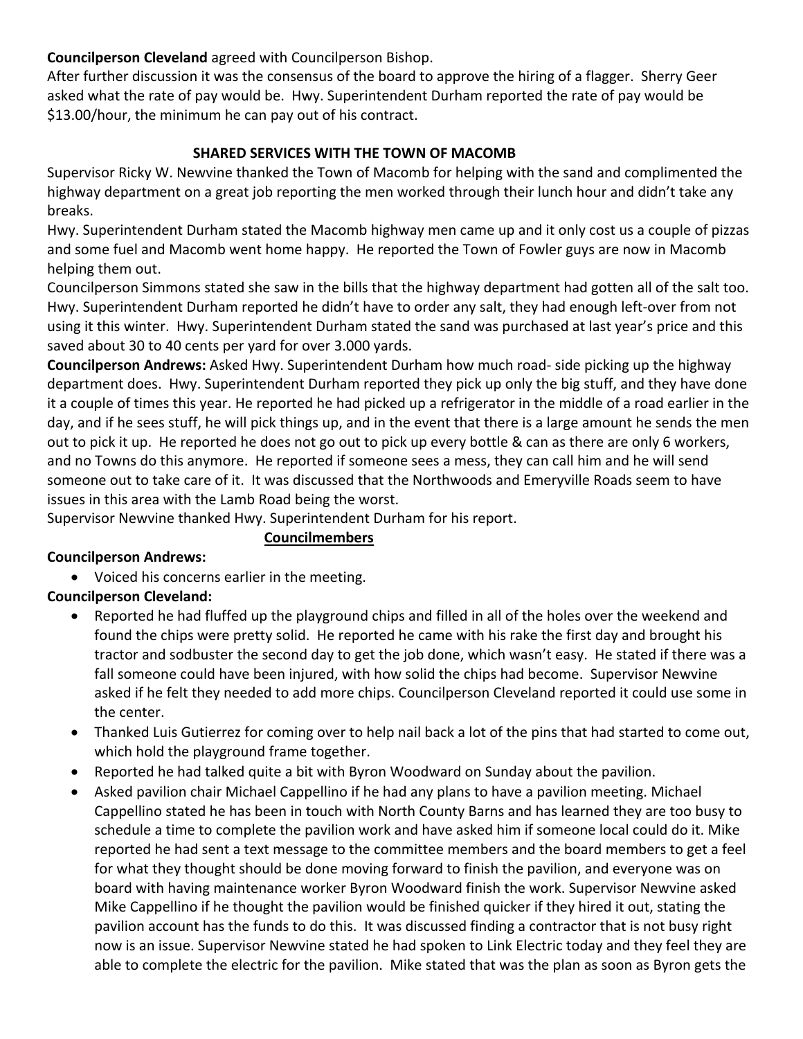**Councilperson Cleveland** agreed with Councilperson Bishop.

After further discussion it was the consensus of the board to approve the hiring of a flagger. Sherry Geer asked what the rate of pay would be. Hwy. Superintendent Durham reported the rate of pay would be $13.00/hour, the minimum he can pay out of his contract.

**SHARED SERVICES WITH THE TOWN OF MACOMB**

Supervisor Ricky W. Newvine thanked the Town of Macomb for helping with the sand and complimented the highway department on a great job reporting the men worked through their lunch hour and didn't take any breaks.

Hwy. Superintendent Durham stated the Macomb highway men came up and it only cost us a couple of pizzas and some fuel and Macomb went home happy. He reported the Town of Fowler guys are now in Macomb helping them out.

Councilperson Simmons stated she saw in the bills that the highway department had gotten all of the salt too. Hwy. Superintendent Durham reported he didn't have to order any salt, they had enough left-over from not using it this winter. Hwy. Superintendent Durham stated the sand was purchased at last year's price and this saved about 30 to 40 cents per yard for over 3.000 yards.

**Councilperson Andrews:** Asked Hwy. Superintendent Durham how much road- side picking up the highway department does. Hwy. Superintendent Durham reported they pick up only the big stuff, and they have done it a couple of times this year. He reported he had picked up a refrigerator in the middle of a road earlier in the day, and if he sees stuff, he will pick things up, and in the event that there is a large amount he sends the men out to pick it up. He reported he does not go out to pick up every bottle & can as there are only 6 workers, and no Towns do this anymore. He reported if someone sees a mess, they can call him and he will send someone out to take care of it. It was discussed that the Northwoods and Emeryville Roads seem to have issues in this area with the Lamb Road being the worst.

Supervisor Newvine thanked Hwy. Superintendent Durham for his report.

**Councilmembers**

**Councilperson Andrews:**

- Voiced his concerns earlier in the meeting.

**Councilperson Cleveland:**

- Reported he had fluffed up the playground chips and filled in all of the holes over the weekend and found the chips were pretty solid. He reported he came with his rake the first day and brought his tractor and sodbuster the second day to get the job done, which wasn't easy. He stated if there was a fall someone could have been injured, with how solid the chips had become. Supervisor Newvine asked if he felt they needed to add more chips. Councilperson Cleveland reported it could use some in the center.
- Thanked Luis Gutierrez for coming over to help nail back a lot of the pins that had started to come out, which hold the playground frame together.
- Reported he had talked quite a bit with Byron Woodward on Sunday about the pavilion.
- Asked pavilion chair Michael Cappellino if he had any plans to have a pavilion meeting. Michael Cappellino stated he has been in touch with North County Barns and has learned they are too busy to schedule a time to complete the pavilion work and have asked him if someone local could do it. Mike reported he had sent a text message to the committee members and the board members to get a feel for what they thought should be done moving forward to finish the pavilion, and everyone was on board with having maintenance worker Byron Woodward finish the work. Supervisor Newvine asked Mike Cappellino if he thought the pavilion would be finished quicker if they hired it out, stating the pavilion account has the funds to do this. It was discussed finding a contractor that is not busy right now is an issue. Supervisor Newvine stated he had spoken to Link Electric today and they feel they are able to complete the electric for the pavilion. Mike stated that was the plan as soon as Byron gets the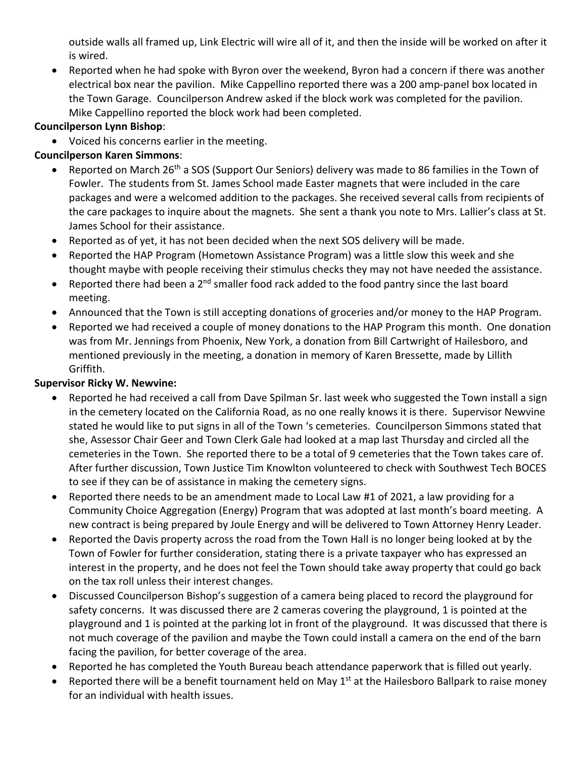outside walls all framed up, Link Electric will wire all of it, and then the inside will be worked on after it is wired.

- Reported when he had spoke with Byron over the weekend, Byron had a concern if there was another electrical box near the pavilion. Mike Cappellino reported there was a 200 amp-panel box located in the Town Garage. Councilperson Andrew asked if the block work was completed for the pavilion. Mike Cappellino reported the block work had been completed.

**Councilperson Lynn Bishop**:

- Voiced his concerns earlier in the meeting.

**Councilperson Karen Simmons**:

- Reported on March 26th a SOS (Support Our Seniors) delivery was made to 86 families in the Town of Fowler. The students from St. James School made Easter magnets that were included in the care packages and were a welcomed addition to the packages. She received several calls from recipients of the care packages to inquire about the magnets. She sent a thank you note to Mrs. Lallier's class at St. James School for their assistance.
- Reported as of yet, it has not been decided when the next SOS delivery will be made.
- Reported the HAP Program (Hometown Assistance Program) was a little slow this week and she thought maybe with people receiving their stimulus checks they may not have needed the assistance.
- Reported there had been a 2nd smaller food rack added to the food pantry since the last board meeting.
- Announced that the Town is still accepting donations of groceries and/or money to the HAP Program.
- Reported we had received a couple of money donations to the HAP Program this month. One donation was from Mr. Jennings from Phoenix, New York, a donation from Bill Cartwright of Hailesboro, and mentioned previously in the meeting, a donation in memory of Karen Bressette, made by Lillith Griffith.

**Supervisor Ricky W. Newvine:**

- Reported he had received a call from Dave Spilman Sr. last week who suggested the Town install a sign in the cemetery located on the California Road, as no one really knows it is there. Supervisor Newvine stated he would like to put signs in all of the Town 's cemeteries. Councilperson Simmons stated that she, Assessor Chair Geer and Town Clerk Gale had looked at a map last Thursday and circled all the cemeteries in the Town. She reported there to be a total of 9 cemeteries that the Town takes care of. After further discussion, Town Justice Tim Knowlton volunteered to check with Southwest Tech BOCES to see if they can be of assistance in making the cemetery signs.
- Reported there needs to be an amendment made to Local Law #1 of 2021, a law providing for a Community Choice Aggregation (Energy) Program that was adopted at last month's board meeting. A new contract is being prepared by Joule Energy and will be delivered to Town Attorney Henry Leader.
- Reported the Davis property across the road from the Town Hall is no longer being looked at by the Town of Fowler for further consideration, stating there is a private taxpayer who has expressed an interest in the property, and he does not feel the Town should take away property that could go back on the tax roll unless their interest changes.
- Discussed Councilperson Bishop's suggestion of a camera being placed to record the playground for safety concerns. It was discussed there are 2 cameras covering the playground, 1 is pointed at the playground and 1 is pointed at the parking lot in front of the playground. It was discussed that there is not much coverage of the pavilion and maybe the Town could install a camera on the end of the barn facing the pavilion, for better coverage of the area.
- Reported he has completed the Youth Bureau beach attendance paperwork that is filled out yearly.
- Reported there will be a benefit tournament held on May 1st at the Hailesboro Ballpark to raise money for an individual with health issues.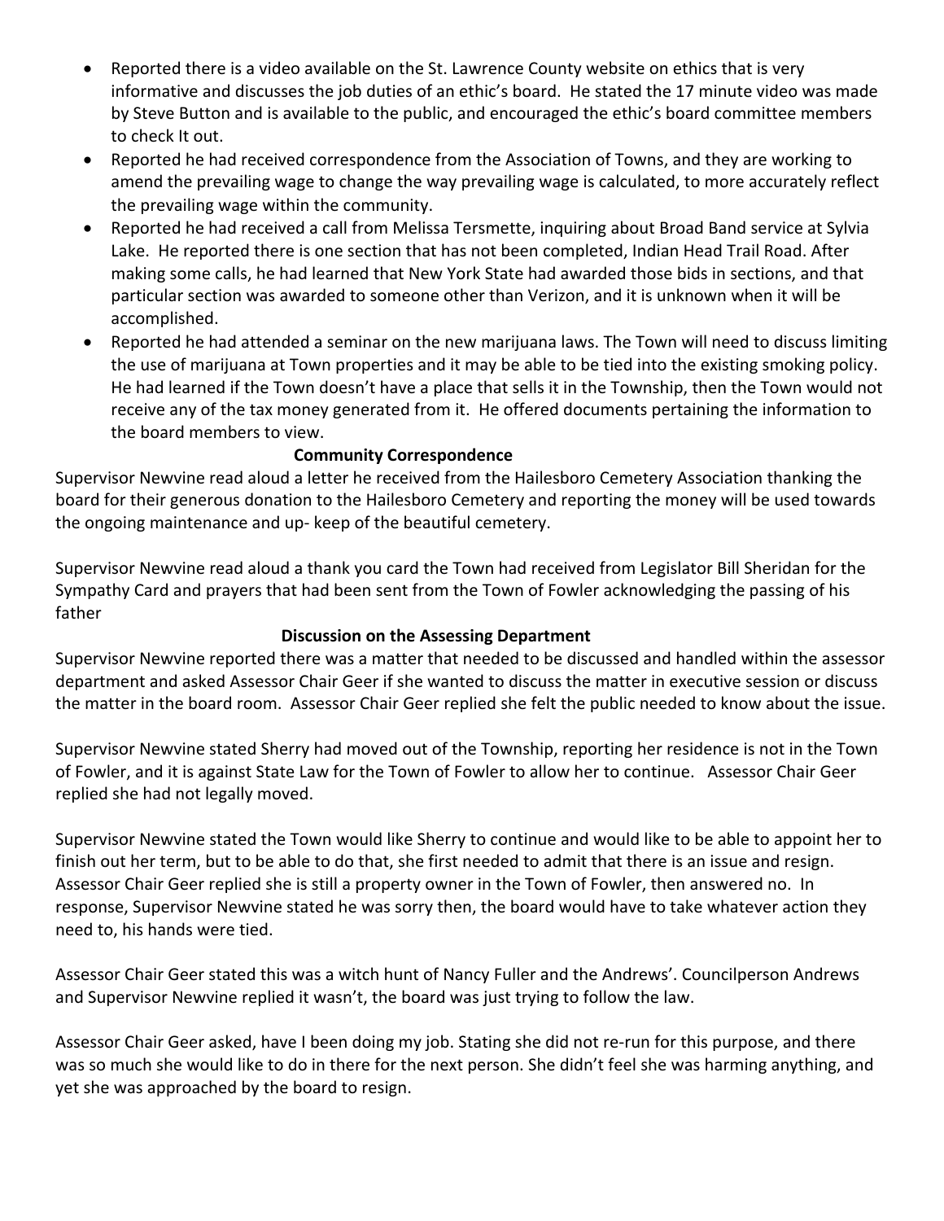- Reported there is a video available on the St. Lawrence County website on ethics that is very informative and discusses the job duties of an ethic's board. He stated the 17 minute video was made by Steve Button and is available to the public, and encouraged the ethic's board committee members to check It out.
- Reported he had received correspondence from the Association of Towns, and they are working to amend the prevailing wage to change the way prevailing wage is calculated, to more accurately reflect the prevailing wage within the community.
- Reported he had received a call from Melissa Tersmette, inquiring about Broad Band service at Sylvia Lake. He reported there is one section that has not been completed, Indian Head Trail Road. After making some calls, he had learned that New York State had awarded those bids in sections, and that particular section was awarded to someone other than Verizon, and it is unknown when it will be accomplished.
- Reported he had attended a seminar on the new marijuana laws. The Town will need to discuss limiting the use of marijuana at Town properties and it may be able to be tied into the existing smoking policy. He had learned if the Town doesn't have a place that sells it in the Township, then the Town would not receive any of the tax money generated from it. He offered documents pertaining the information to the board members to view.

**Community Correspondence**

Supervisor Newvine read aloud a letter he received from the Hailesboro Cemetery Association thanking the board for their generous donation to the Hailesboro Cemetery and reporting the money will be used towards the ongoing maintenance and up- keep of the beautiful cemetery.

Supervisor Newvine read aloud a thank you card the Town had received from Legislator Bill Sheridan for the Sympathy Card and prayers that had been sent from the Town of Fowler acknowledging the passing of his father

**Discussion on the Assessing Department**

Supervisor Newvine reported there was a matter that needed to be discussed and handled within the assessor department and asked Assessor Chair Geer if she wanted to discuss the matter in executive session or discuss the matter in the board room. Assessor Chair Geer replied she felt the public needed to know about the issue.

Supervisor Newvine stated Sherry had moved out of the Township, reporting her residence is not in the Town of Fowler, and it is against State Law for the Town of Fowler to allow her to continue. Assessor Chair Geer replied she had not legally moved.

Supervisor Newvine stated the Town would like Sherry to continue and would like to be able to appoint her to finish out her term, but to be able to do that, she first needed to admit that there is an issue and resign. Assessor Chair Geer replied she is still a property owner in the Town of Fowler, then answered no. In response, Supervisor Newvine stated he was sorry then, the board would have to take whatever action they need to, his hands were tied.

Assessor Chair Geer stated this was a witch hunt of Nancy Fuller and the Andrews'. Councilperson Andrews and Supervisor Newvine replied it wasn't, the board was just trying to follow the law.

Assessor Chair Geer asked, have I been doing my job. Stating she did not re-run for this purpose, and there was so much she would like to do in there for the next person. She didn't feel she was harming anything, and yet she was approached by the board to resign.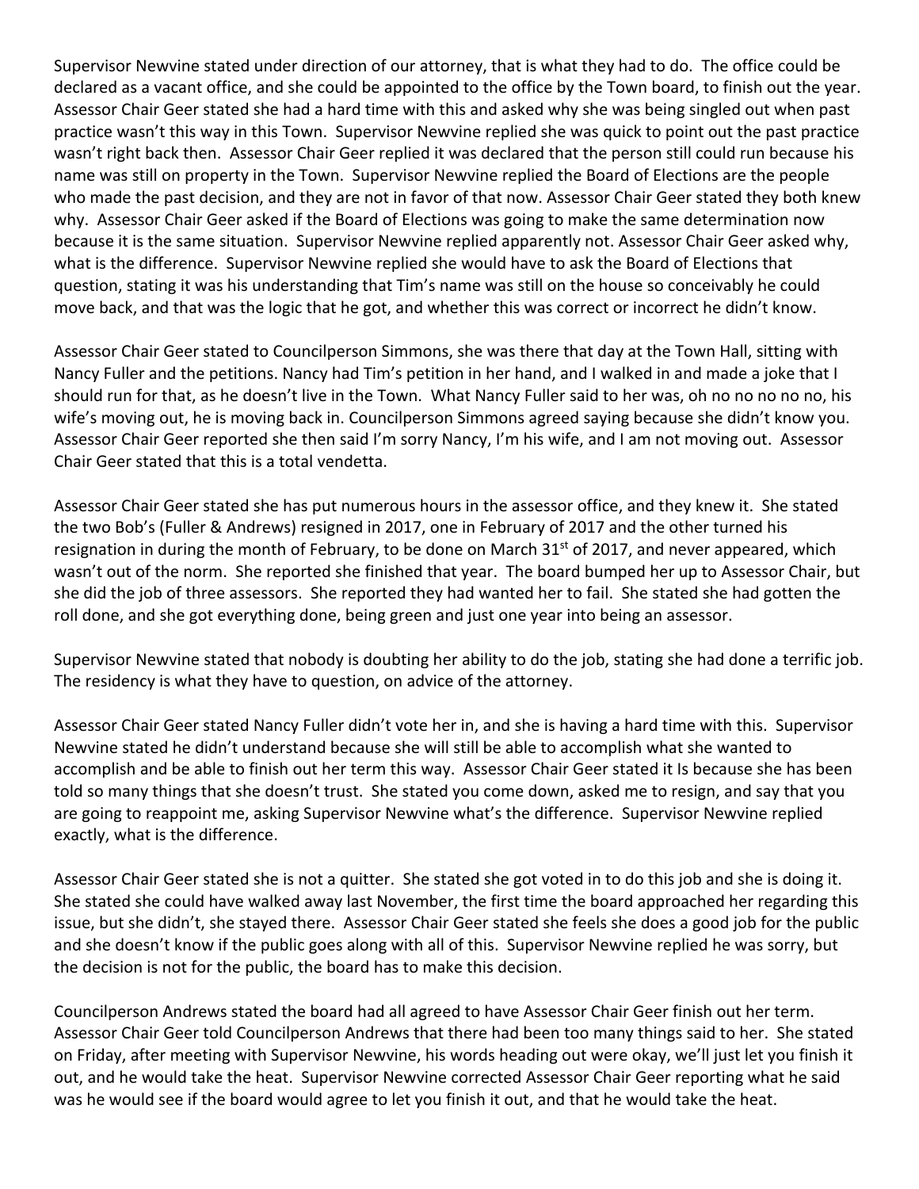Supervisor Newvine stated under direction of our attorney, that is what they had to do. The office could be declared as a vacant office, and she could be appointed to the office by the Town board, to finish out the year. Assessor Chair Geer stated she had a hard time with this and asked why she was being singled out when past practice wasn't this way in this Town. Supervisor Newvine replied she was quick to point out the past practice wasn't right back then. Assessor Chair Geer replied it was declared that the person still could run because his name was still on property in the Town. Supervisor Newvine replied the Board of Elections are the people who made the past decision, and they are not in favor of that now. Assessor Chair Geer stated they both knew why. Assessor Chair Geer asked if the Board of Elections was going to make the same determination now because it is the same situation. Supervisor Newvine replied apparently not. Assessor Chair Geer asked why, what is the difference. Supervisor Newvine replied she would have to ask the Board of Elections that question, stating it was his understanding that Tim's name was still on the house so conceivably he could move back, and that was the logic that he got, and whether this was correct or incorrect he didn't know.

Assessor Chair Geer stated to Councilperson Simmons, she was there that day at the Town Hall, sitting with Nancy Fuller and the petitions. Nancy had Tim's petition in her hand, and I walked in and made a joke that I should run for that, as he doesn't live in the Town. What Nancy Fuller said to her was, oh no no no no no, his wife's moving out, he is moving back in. Councilperson Simmons agreed saying because she didn't know you. Assessor Chair Geer reported she then said I'm sorry Nancy, I'm his wife, and I am not moving out. Assessor Chair Geer stated that this is a total vendetta.

Assessor Chair Geer stated she has put numerous hours in the assessor office, and they knew it. She stated the two Bob's (Fuller & Andrews) resigned in 2017, one in February of 2017 and the other turned his resignation in during the month of February, to be done on March 31st of 2017, and never appeared, which wasn't out of the norm. She reported she finished that year. The board bumped her up to Assessor Chair, but she did the job of three assessors. She reported they had wanted her to fail. She stated she had gotten the roll done, and she got everything done, being green and just one year into being an assessor.

Supervisor Newvine stated that nobody is doubting her ability to do the job, stating she had done a terrific job. The residency is what they have to question, on advice of the attorney.

Assessor Chair Geer stated Nancy Fuller didn't vote her in, and she is having a hard time with this. Supervisor Newvine stated he didn't understand because she will still be able to accomplish what she wanted to accomplish and be able to finish out her term this way. Assessor Chair Geer stated it Is because she has been told so many things that she doesn't trust. She stated you come down, asked me to resign, and say that you are going to reappoint me, asking Supervisor Newvine what's the difference. Supervisor Newvine replied exactly, what is the difference.

Assessor Chair Geer stated she is not a quitter. She stated she got voted in to do this job and she is doing it. She stated she could have walked away last November, the first time the board approached her regarding this issue, but she didn't, she stayed there. Assessor Chair Geer stated she feels she does a good job for the public and she doesn't know if the public goes along with all of this. Supervisor Newvine replied he was sorry, but the decision is not for the public, the board has to make this decision.

Councilperson Andrews stated the board had all agreed to have Assessor Chair Geer finish out her term. Assessor Chair Geer told Councilperson Andrews that there had been too many things said to her. She stated on Friday, after meeting with Supervisor Newvine, his words heading out were okay, we'll just let you finish it out, and he would take the heat. Supervisor Newvine corrected Assessor Chair Geer reporting what he said was he would see if the board would agree to let you finish it out, and that he would take the heat.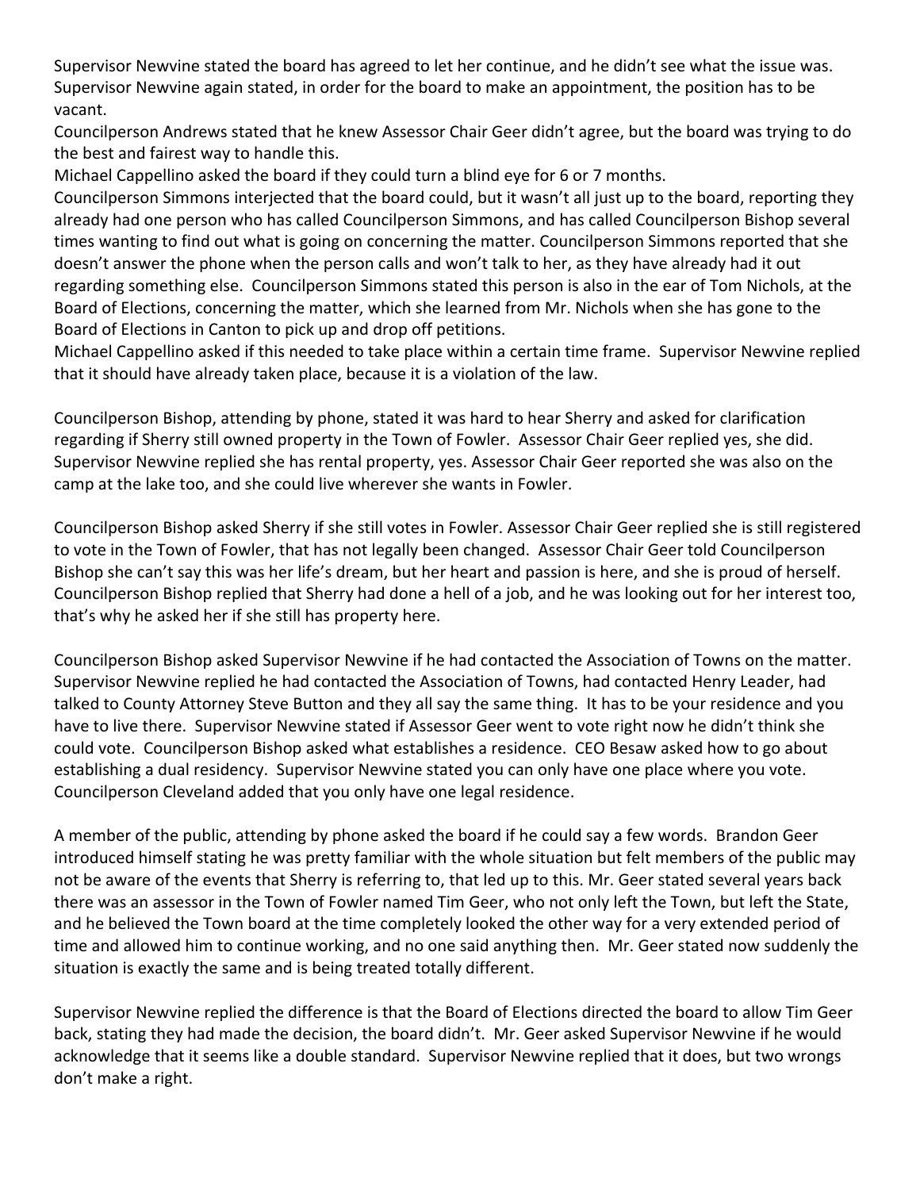Supervisor Newvine stated the board has agreed to let her continue, and he didn't see what the issue was. Supervisor Newvine again stated, in order for the board to make an appointment, the position has to be vacant.

Councilperson Andrews stated that he knew Assessor Chair Geer didn't agree, but the board was trying to do the best and fairest way to handle this.

Michael Cappellino asked the board if they could turn a blind eye for 6 or 7 months.

Councilperson Simmons interjected that the board could, but it wasn't all just up to the board, reporting they already had one person who has called Councilperson Simmons, and has called Councilperson Bishop several times wanting to find out what is going on concerning the matter. Councilperson Simmons reported that she doesn't answer the phone when the person calls and won't talk to her, as they have already had it out regarding something else. Councilperson Simmons stated this person is also in the ear of Tom Nichols, at the Board of Elections, concerning the matter, which she learned from Mr. Nichols when she has gone to the Board of Elections in Canton to pick up and drop off petitions.

Michael Cappellino asked if this needed to take place within a certain time frame. Supervisor Newvine replied that it should have already taken place, because it is a violation of the law.

Councilperson Bishop, attending by phone, stated it was hard to hear Sherry and asked for clarification regarding if Sherry still owned property in the Town of Fowler. Assessor Chair Geer replied yes, she did. Supervisor Newvine replied she has rental property, yes. Assessor Chair Geer reported she was also on the camp at the lake too, and she could live wherever she wants in Fowler.

Councilperson Bishop asked Sherry if she still votes in Fowler. Assessor Chair Geer replied she is still registered to vote in the Town of Fowler, that has not legally been changed. Assessor Chair Geer told Councilperson Bishop she can't say this was her life's dream, but her heart and passion is here, and she is proud of herself. Councilperson Bishop replied that Sherry had done a hell of a job, and he was looking out for her interest too, that's why he asked her if she still has property here.

Councilperson Bishop asked Supervisor Newvine if he had contacted the Association of Towns on the matter. Supervisor Newvine replied he had contacted the Association of Towns, had contacted Henry Leader, had talked to County Attorney Steve Button and they all say the same thing. It has to be your residence and you have to live there. Supervisor Newvine stated if Assessor Geer went to vote right now he didn't think she could vote. Councilperson Bishop asked what establishes a residence. CEO Besaw asked how to go about establishing a dual residency. Supervisor Newvine stated you can only have one place where you vote. Councilperson Cleveland added that you only have one legal residence.

A member of the public, attending by phone asked the board if he could say a few words. Brandon Geer introduced himself stating he was pretty familiar with the whole situation but felt members of the public may not be aware of the events that Sherry is referring to, that led up to this. Mr. Geer stated several years back there was an assessor in the Town of Fowler named Tim Geer, who not only left the Town, but left the State, and he believed the Town board at the time completely looked the other way for a very extended period of time and allowed him to continue working, and no one said anything then. Mr. Geer stated now suddenly the situation is exactly the same and is being treated totally different.

Supervisor Newvine replied the difference is that the Board of Elections directed the board to allow Tim Geer back, stating they had made the decision, the board didn't. Mr. Geer asked Supervisor Newvine if he would acknowledge that it seems like a double standard. Supervisor Newvine replied that it does, but two wrongs don't make a right.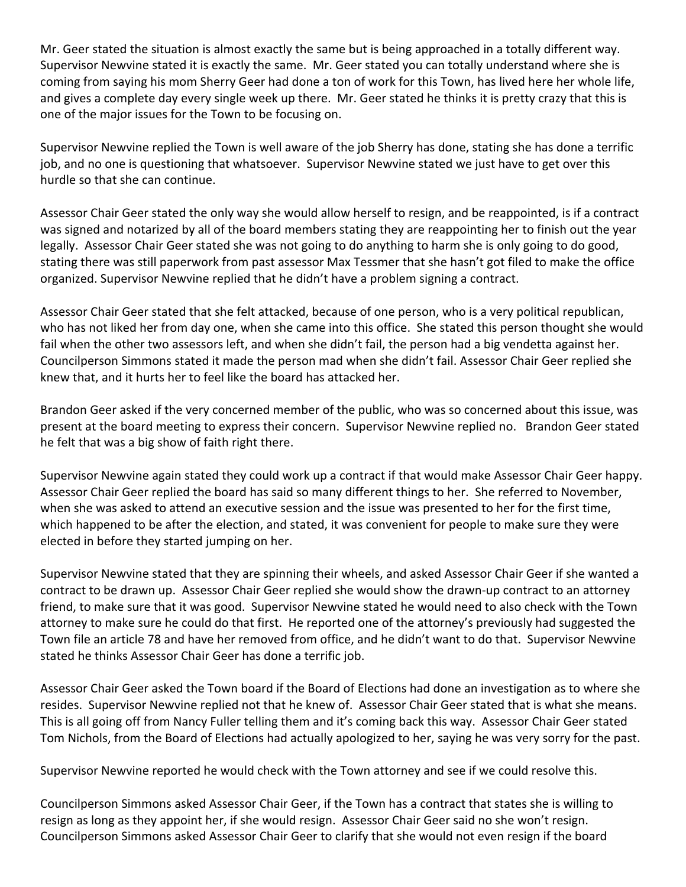Mr. Geer stated the situation is almost exactly the same but is being approached in a totally different way. Supervisor Newvine stated it is exactly the same. Mr. Geer stated you can totally understand where she is coming from saying his mom Sherry Geer had done a ton of work for this Town, has lived here her whole life, and gives a complete day every single week up there. Mr. Geer stated he thinks it is pretty crazy that this is one of the major issues for the Town to be focusing on.

Supervisor Newvine replied the Town is well aware of the job Sherry has done, stating she has done a terrific job, and no one is questioning that whatsoever. Supervisor Newvine stated we just have to get over this hurdle so that she can continue.

Assessor Chair Geer stated the only way she would allow herself to resign, and be reappointed, is if a contract was signed and notarized by all of the board members stating they are reappointing her to finish out the year legally. Assessor Chair Geer stated she was not going to do anything to harm she is only going to do good, stating there was still paperwork from past assessor Max Tessmer that she hasn't got filed to make the office organized. Supervisor Newvine replied that he didn't have a problem signing a contract.

Assessor Chair Geer stated that she felt attacked, because of one person, who is a very political republican, who has not liked her from day one, when she came into this office. She stated this person thought she would fail when the other two assessors left, and when she didn't fail, the person had a big vendetta against her. Councilperson Simmons stated it made the person mad when she didn't fail. Assessor Chair Geer replied she knew that, and it hurts her to feel like the board has attacked her.

Brandon Geer asked if the very concerned member of the public, who was so concerned about this issue, was present at the board meeting to express their concern. Supervisor Newvine replied no. Brandon Geer stated he felt that was a big show of faith right there.

Supervisor Newvine again stated they could work up a contract if that would make Assessor Chair Geer happy. Assessor Chair Geer replied the board has said so many different things to her. She referred to November, when she was asked to attend an executive session and the issue was presented to her for the first time, which happened to be after the election, and stated, it was convenient for people to make sure they were elected in before they started jumping on her.

Supervisor Newvine stated that they are spinning their wheels, and asked Assessor Chair Geer if she wanted a contract to be drawn up. Assessor Chair Geer replied she would show the drawn-up contract to an attorney friend, to make sure that it was good. Supervisor Newvine stated he would need to also check with the Town attorney to make sure he could do that first. He reported one of the attorney's previously had suggested the Town file an article 78 and have her removed from office, and he didn't want to do that. Supervisor Newvine stated he thinks Assessor Chair Geer has done a terrific job.

Assessor Chair Geer asked the Town board if the Board of Elections had done an investigation as to where she resides. Supervisor Newvine replied not that he knew of. Assessor Chair Geer stated that is what she means. This is all going off from Nancy Fuller telling them and it's coming back this way. Assessor Chair Geer stated Tom Nichols, from the Board of Elections had actually apologized to her, saying he was very sorry for the past.

Supervisor Newvine reported he would check with the Town attorney and see if we could resolve this.

Councilperson Simmons asked Assessor Chair Geer, if the Town has a contract that states she is willing to resign as long as they appoint her, if she would resign. Assessor Chair Geer said no she won't resign. Councilperson Simmons asked Assessor Chair Geer to clarify that she would not even resign if the board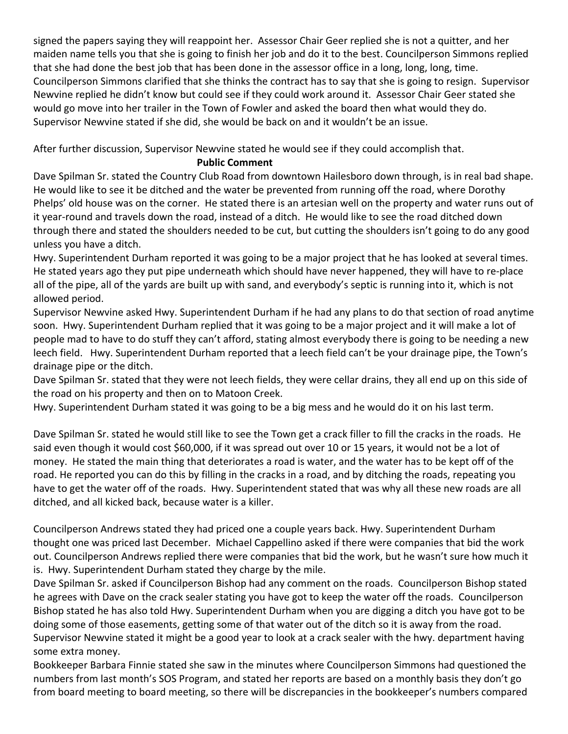signed the papers saying they will reappoint her. Assessor Chair Geer replied she is not a quitter, and her maiden name tells you that she is going to finish her job and do it to the best. Councilperson Simmons replied that she had done the best job that has been done in the assessor office in a long, long, long, time. Councilperson Simmons clarified that she thinks the contract has to say that she is going to resign. Supervisor Newvine replied he didn't know but could see if they could work around it. Assessor Chair Geer stated she would go move into her trailer in the Town of Fowler and asked the board then what would they do. Supervisor Newvine stated if she did, she would be back on and it wouldn't be an issue.

After further discussion, Supervisor Newvine stated he would see if they could accomplish that.

**Public Comment**

Dave Spilman Sr. stated the Country Club Road from downtown Hailesboro down through, is in real bad shape. He would like to see it be ditched and the water be prevented from running off the road, where Dorothy Phelps' old house was on the corner. He stated there is an artesian well on the property and water runs out of it year-round and travels down the road, instead of a ditch. He would like to see the road ditched down through there and stated the shoulders needed to be cut, but cutting the shoulders isn't going to do any good unless you have a ditch.

Hwy. Superintendent Durham reported it was going to be a major project that he has looked at several times. He stated years ago they put pipe underneath which should have never happened, they will have to re-place all of the pipe, all of the yards are built up with sand, and everybody's septic is running into it, which is not allowed period.

Supervisor Newvine asked Hwy. Superintendent Durham if he had any plans to do that section of road anytime soon. Hwy. Superintendent Durham replied that it was going to be a major project and it will make a lot of people mad to have to do stuff they can't afford, stating almost everybody there is going to be needing a new leech field. Hwy. Superintendent Durham reported that a leech field can't be your drainage pipe, the Town's drainage pipe or the ditch.

Dave Spilman Sr. stated that they were not leech fields, they were cellar drains, they all end up on this side of the road on his property and then on to Matoon Creek.

Hwy. Superintendent Durham stated it was going to be a big mess and he would do it on his last term.

Dave Spilman Sr. stated he would still like to see the Town get a crack filler to fill the cracks in the roads. He said even though it would cost $60,000, if it was spread out over 10 or 15 years, it would not be a lot of money. He stated the main thing that deteriorates a road is water, and the water has to be kept off of the road. He reported you can do this by filling in the cracks in a road, and by ditching the roads, repeating you have to get the water off of the roads. Hwy. Superintendent stated that was why all these new roads are all ditched, and all kicked back, because water is a killer.

Councilperson Andrews stated they had priced one a couple years back. Hwy. Superintendent Durham thought one was priced last December. Michael Cappellino asked if there were companies that bid the work out. Councilperson Andrews replied there were companies that bid the work, but he wasn't sure how much it is. Hwy. Superintendent Durham stated they charge by the mile.

Dave Spilman Sr. asked if Councilperson Bishop had any comment on the roads. Councilperson Bishop stated he agrees with Dave on the crack sealer stating you have got to keep the water off the roads. Councilperson Bishop stated he has also told Hwy. Superintendent Durham when you are digging a ditch you have got to be doing some of those easements, getting some of that water out of the ditch so it is away from the road.

Supervisor Newvine stated it might be a good year to look at a crack sealer with the hwy. department having some extra money.

Bookkeeper Barbara Finnie stated she saw in the minutes where Councilperson Simmons had questioned the numbers from last month's SOS Program, and stated her reports are based on a monthly basis they don't go from board meeting to board meeting, so there will be discrepancies in the bookkeeper's numbers compared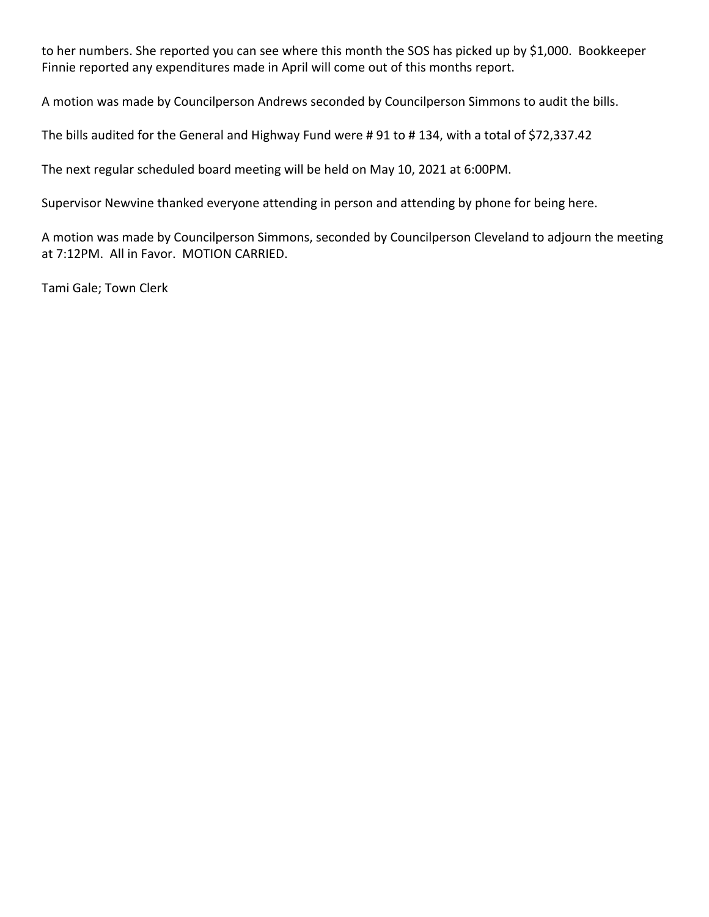to her numbers. She reported you can see where this month the SOS has picked up by $1,000. Bookkeeper Finnie reported any expenditures made in April will come out of this months report.

A motion was made by Councilperson Andrews seconded by Councilperson Simmons to audit the bills.

The bills audited for the General and Highway Fund were # 91 to # 134, with a total of $72,337.42

The next regular scheduled board meeting will be held on May 10, 2021 at 6:00PM.

Supervisor Newvine thanked everyone attending in person and attending by phone for being here.

A motion was made by Councilperson Simmons, seconded by Councilperson Cleveland to adjourn the meeting at 7:12PM. All in Favor. MOTION CARRIED.

Tami Gale; Town Clerk